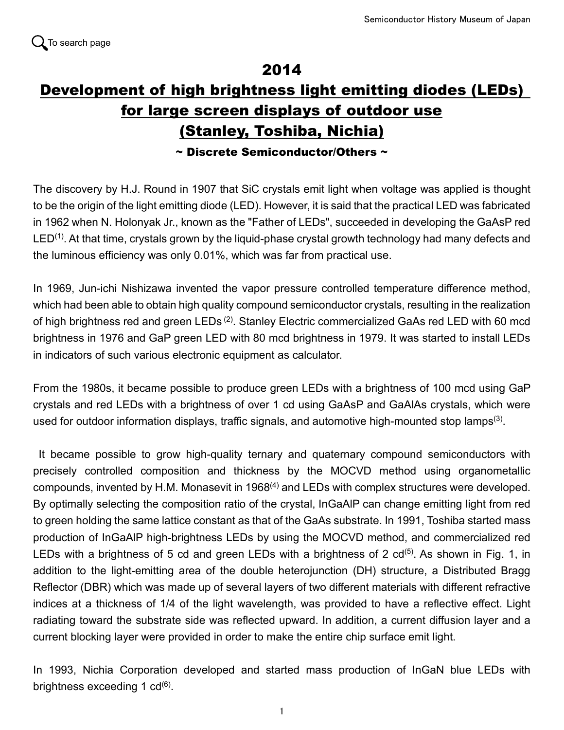# 2014

# Development of high brightness light emitting diodes (LEDs) for large screen displays of outdoor use (Stanley, Toshiba, Nichia)

**~ Discrete Semiconductor/Others ~**

The discovery by H.J. Round in 1907 that SiC crystals emit light when voltage was applied is thought to be the origin of the light emitting diode (LED). However, it is said that the practical LED was fabricated in 1962 when N. Holonyak Jr., known as the "Father of LEDs", succeeded in developing the GaAsP red LED[(1)]. At that time, crystals grown by the liquid-phase crystal growth technology had many defects and the luminous efficiency was only 0.01%, which was far from practical use.

In 1969, Jun-ichi Nishizawa invented the vapor pressure controlled temperature difference method, which had been able to obtain high quality compound semiconductor crystals, resulting in the realization of high brightness red and green LEDs [(2)]. Stanley Electric commercialized GaAs red LED with 60 mcd brightness in 1976 and GaP green LED with 80 mcd brightness in 1979. It was started to install LEDs in indicators of such various electronic equipment as calculator.

From the 1980s, it became possible to produce green LEDs with a brightness of 100 mcd using GaP crystals and red LEDs with a brightness of over 1 cd using GaAsP and GaAlAs crystals, which were used for outdoor information displays, traffic signals, and automotive high-mounted stop lamps[(3)].

It became possible to grow high-quality ternary and quaternary compound semiconductors with precisely controlled composition and thickness by the MOCVD method using organometallic compounds, invented by H.M. Monasevit in 1968[(4)] and LEDs with complex structures were developed. By optimally selecting the composition ratio of the crystal, InGaAlP can change emitting light from red to green holding the same lattice constant as that of the GaAs substrate. In 1991, Toshiba started mass production of InGaAlP high-brightness LEDs by using the MOCVD method, and commercialized red LEDs with a brightness of 5 cd and green LEDs with a brightness of 2 cd[(5)]. As shown in Fig. 1, in addition to the light-emitting area of the double heterojunction (DH) structure, a Distributed Bragg Reflector (DBR) which was made up of several layers of two different materials with different refractive indices at a thickness of 1/4 of the light wavelength, was provided to have a reflective effect. Light radiating toward the substrate side was reflected upward. In addition, a current diffusion layer and a current blocking layer were provided in order to make the entire chip surface emit light.

In 1993, Nichia Corporation developed and started mass production of InGaN blue LEDs with brightness exceeding 1 cd[(6)].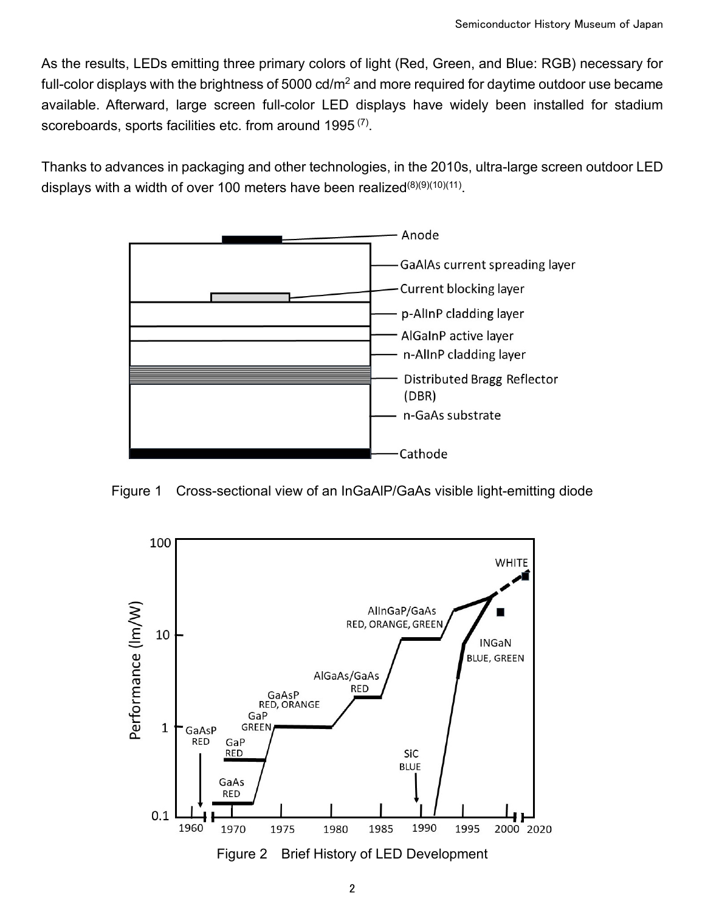As the results, LEDs emitting three primary colors of light (Red, Green, and Blue: RGB) necessary for full-color displays with the brightness of 5000 cd/m$^2$ and more required for daytime outdoor use became available. Afterward, large screen full-color LED displays have widely been installed for stadium scoreboards, sports facilities etc. from around 1995 [7].

Thanks to advances in packaging and other technologies, in the 2010s, ultra-large screen outdoor LED displays with a width of over 100 meters have been realized[8][9][10][11].

Figure 1 Cross-sectional view of an InGaAlP/GaAs visible light-emitting diode

Figure 2 Brief History of LED Development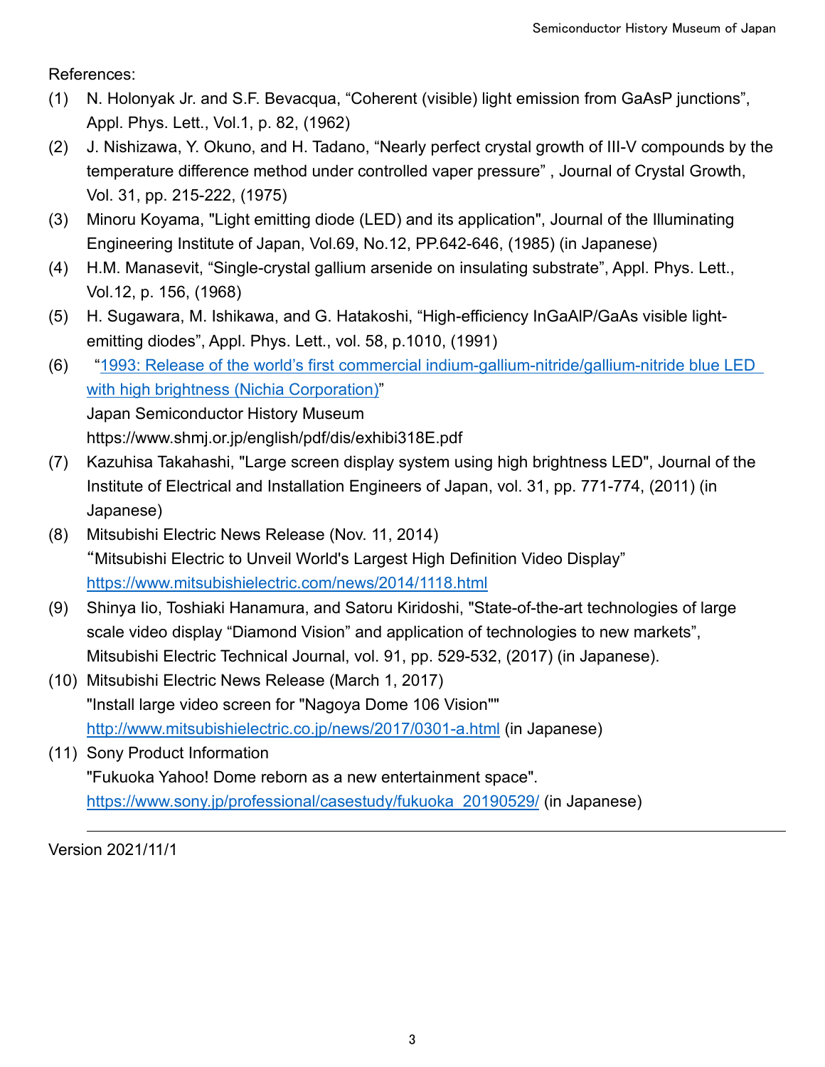References:

(1) N. Holonyak Jr. and S.F. Bevacqua, “Coherent (visible) light emission from GaAsP junctions”, Appl. Phys. Lett., Vol.1, p. 82, (1962)

(2) J. Nishizawa, Y. Okuno, and H. Tadano, “Nearly perfect crystal growth of III-V compounds by the temperature difference method under controlled vaper pressure” , Journal of Crystal Growth, Vol. 31, pp. 215-222, (1975)

(3) Minoru Koyama, "Light emitting diode (LED) and its application", Journal of the Illuminating Engineering Institute of Japan, Vol.69, No.12, PP.642-646, (1985) (in Japanese)

(4) H.M. Manasevit, “Single-crystal gallium arsenide on insulating substrate”, Appl. Phys. Lett., Vol.12, p. 156, (1968)

(5) H. Sugawara, M. Ishikawa, and G. Hatakoshi, “High-efficiency InGaAlP/GaAs visible light-emitting diodes”, Appl. Phys. Lett., vol. 58, p.1010, (1991)

(6) “1993: Release of the world’s first commercial indium-gallium-nitride/gallium-nitride blue LED with high brightness (Nichia Corporation)”
Japan Semiconductor History Museum
https://www.shmj.or.jp/english/pdf/dis/exhibi318E.pdf

(7) Kazuhisa Takahashi, "Large screen display system using high brightness LED", Journal of the Institute of Electrical and Installation Engineers of Japan, vol. 31, pp. 771-774, (2011) (in Japanese)

(8) Mitsubishi Electric News Release (Nov. 11, 2014)
“Mitsubishi Electric to Unveil World's Largest High Definition Video Display”
https://www.mitsubishielectric.com/news/2014/1118.html

(9) Shinya Iio, Toshiaki Hanamura, and Satoru Kiridoshi, "State-of-the-art technologies of large scale video display “Diamond Vision” and application of technologies to new markets”, Mitsubishi Electric Technical Journal, vol. 91, pp. 529-532, (2017) (in Japanese).

(10) Mitsubishi Electric News Release (March 1, 2017)
"Install large video screen for "Nagoya Dome 106 Vision""
http://www.mitsubishielectric.co.jp/news/2017/0301-a.html (in Japanese)

(11) Sony Product Information
"Fukuoka Yahoo! Dome reborn as a new entertainment space".
https://www.sony.jp/professional/casestudy/fukuoka_20190529/ (in Japanese)

---

Version 2021/11/1